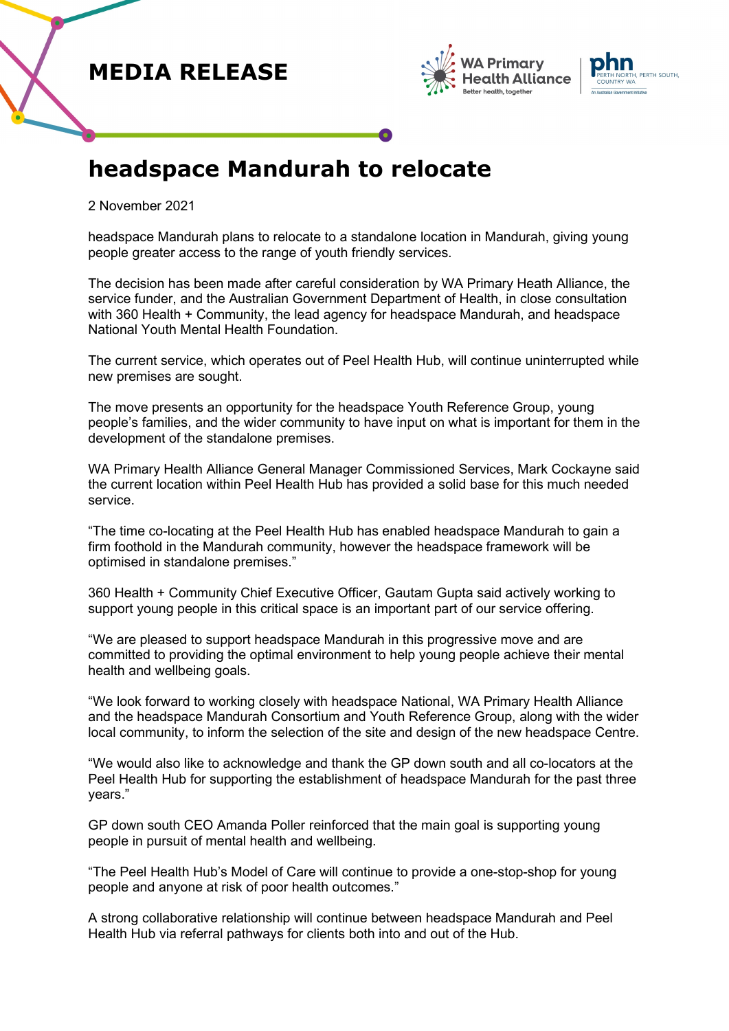# MEDIA RELEASE

# headspace Mandurah to relocate

2 November 2021

headspace Mandurah plans to relocate to a standalone location in Mandurah, giving young people greater access to the range of youth friendly services.

The decision has been made after careful consideration by WA Primary Heath Alliance, the service funder, and the Australian Government Department of Health, in close consultation with 360 Health + Community, the lead agency for headspace Mandurah, and headspace National Youth Mental Health Foundation.

The current service, which operates out of Peel Health Hub, will continue uninterrupted while new premises are sought.

The move presents an opportunity for the headspace Youth Reference Group, young people's families, and the wider community to have input on what is important for them in the development of the standalone premises.

WA Primary Health Alliance General Manager Commissioned Services, Mark Cockayne said the current location within Peel Health Hub has provided a solid base for this much needed service.

"The time co-locating at the Peel Health Hub has enabled headspace Mandurah to gain a firm foothold in the Mandurah community, however the headspace framework will be optimised in standalone premises."

360 Health + Community Chief Executive Officer, Gautam Gupta said actively working to support young people in this critical space is an important part of our service offering.

"We are pleased to support headspace Mandurah in this progressive move and are committed to providing the optimal environment to help young people achieve their mental health and wellbeing goals.

"We look forward to working closely with headspace National, WA Primary Health Alliance and the headspace Mandurah Consortium and Youth Reference Group, along with the wider local community, to inform the selection of the site and design of the new headspace Centre.

"We would also like to acknowledge and thank the GP down south and all co-locators at the Peel Health Hub for supporting the establishment of headspace Mandurah for the past three years."

GP down south CEO Amanda Poller reinforced that the main goal is supporting young people in pursuit of mental health and wellbeing.

"The Peel Health Hub's Model of Care will continue to provide a one-stop-shop for young people and anyone at risk of poor health outcomes."

A strong collaborative relationship will continue between headspace Mandurah and Peel Health Hub via referral pathways for clients both into and out of the Hub.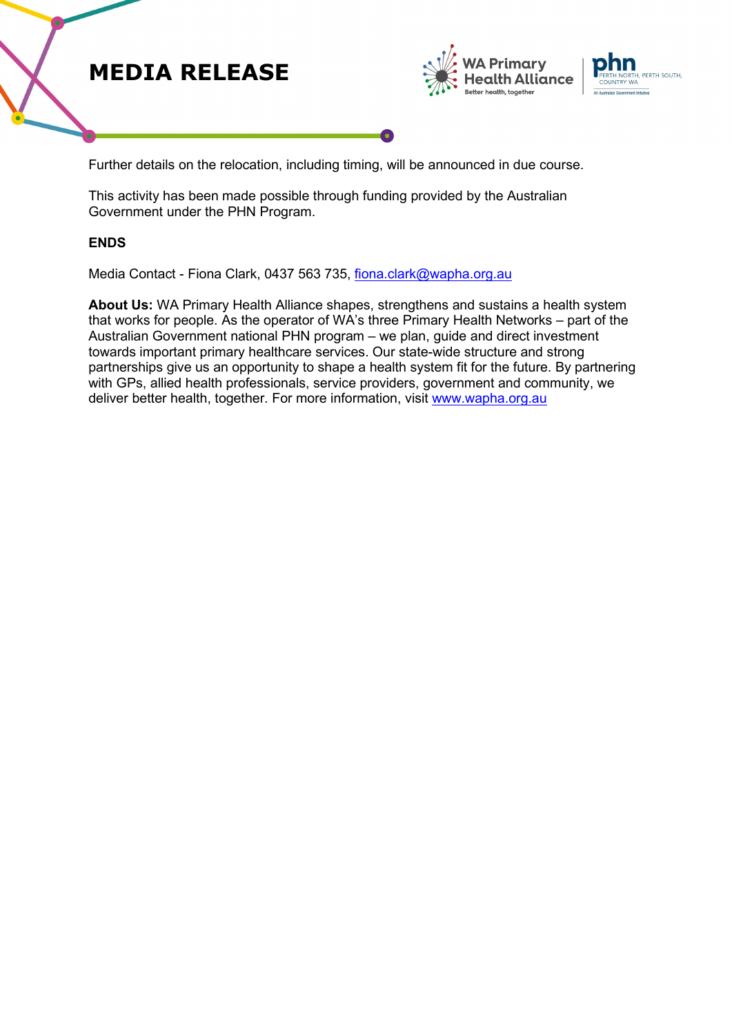Further details on the relocation, including timing, will be announced in due course.

This activity has been made possible through funding provided by the Australian Government under the PHN Program.

**ENDS**

Media Contact - Fiona Clark, 0437 563 735, fiona.clark@wapha.org.au

**About Us:** WA Primary Health Alliance shapes, strengthens and sustains a health system that works for people. As the operator of WA's three Primary Health Networks – part of the Australian Government national PHN program – we plan, guide and direct investment towards important primary healthcare services. Our state-wide structure and strong partnerships give us an opportunity to shape a health system fit for the future. By partnering with GPs, allied health professionals, service providers, government and community, we deliver better health, together. For more information, visit www.wapha.org.au